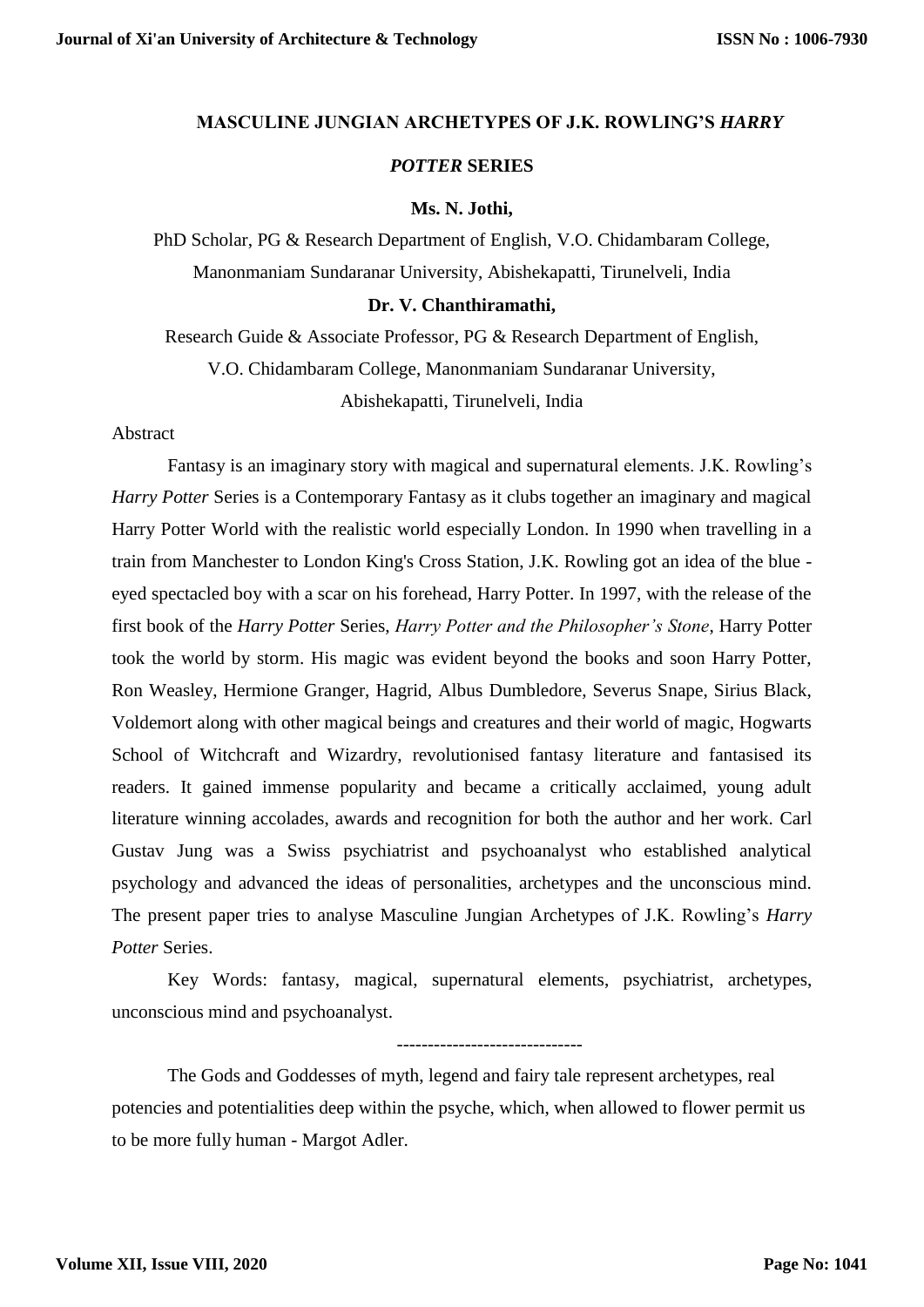# MASCULINE JUNGIAN ARCHETYPES OF J.K. ROWLING'S *HARRY POTTER* SERIES

**Ms. N. Jothi,**

PhD Scholar, PG & Research Department of English, V.O. Chidambaram College, Manonmaniam Sundaranar University, Abishekapatti, Tirunelveli, India

**Dr. V. Chanthiramathi,**

Research Guide & Associate Professor, PG & Research Department of English, V.O. Chidambaram College, Manonmaniam Sundaranar University, Abishekapatti, Tirunelveli, India

Abstract

Fantasy is an imaginary story with magical and supernatural elements. J.K. Rowling's *Harry Potter* Series is a Contemporary Fantasy as it clubs together an imaginary and magical Harry Potter World with the realistic world especially London. In 1990 when travelling in a train from Manchester to London King's Cross Station, J.K. Rowling got an idea of the blue - eyed spectacled boy with a scar on his forehead, Harry Potter. In 1997, with the release of the first book of the *Harry Potter* Series, *Harry Potter and the Philosopher's Stone*, Harry Potter took the world by storm. His magic was evident beyond the books and soon Harry Potter, Ron Weasley, Hermione Granger, Hagrid, Albus Dumbledore, Severus Snape, Sirius Black, Voldemort along with other magical beings and creatures and their world of magic, Hogwarts School of Witchcraft and Wizardry, revolutionised fantasy literature and fantasised its readers. It gained immense popularity and became a critically acclaimed, young adult literature winning accolades, awards and recognition for both the author and her work. Carl Gustav Jung was a Swiss psychiatrist and psychoanalyst who established analytical psychology and advanced the ideas of personalities, archetypes and the unconscious mind. The present paper tries to analyse Masculine Jungian Archetypes of J.K. Rowling's *Harry Potter* Series.

Key Words: fantasy, magical, supernatural elements, psychiatrist, archetypes, unconscious mind and psychoanalyst.

------------------------------

The Gods and Goddesses of myth, legend and fairy tale represent archetypes, real potencies and potentialities deep within the psyche, which, when allowed to flower permit us to be more fully human - Margot Adler.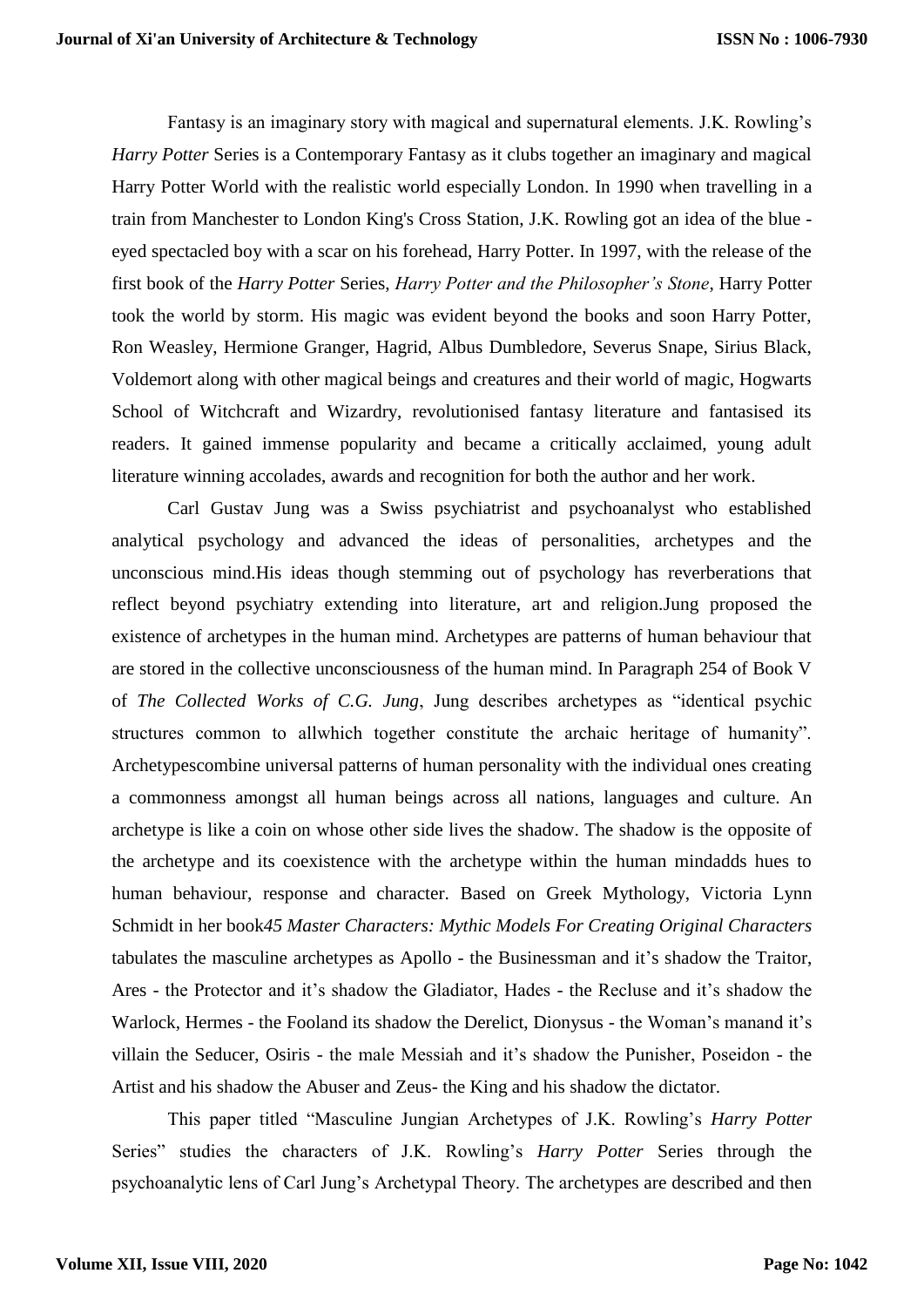Fantasy is an imaginary story with magical and supernatural elements. J.K. Rowling's *Harry Potter* Series is a Contemporary Fantasy as it clubs together an imaginary and magical Harry Potter World with the realistic world especially London. In 1990 when travelling in a train from Manchester to London King's Cross Station, J.K. Rowling got an idea of the blue - eyed spectacled boy with a scar on his forehead, Harry Potter. In 1997, with the release of the first book of the *Harry Potter* Series, *Harry Potter and the Philosopher's Stone*, Harry Potter took the world by storm. His magic was evident beyond the books and soon Harry Potter, Ron Weasley, Hermione Granger, Hagrid, Albus Dumbledore, Severus Snape, Sirius Black, Voldemort along with other magical beings and creatures and their world of magic, Hogwarts School of Witchcraft and Wizardry, revolutionised fantasy literature and fantasised its readers. It gained immense popularity and became a critically acclaimed, young adult literature winning accolades, awards and recognition for both the author and her work.

Carl Gustav Jung was a Swiss psychiatrist and psychoanalyst who established analytical psychology and advanced the ideas of personalities, archetypes and the unconscious mind.His ideas though stemming out of psychology has reverberations that reflect beyond psychiatry extending into literature, art and religion.Jung proposed the existence of archetypes in the human mind. Archetypes are patterns of human behaviour that are stored in the collective unconsciousness of the human mind. In Paragraph 254 of Book V of *The Collected Works of C.G. Jung*, Jung describes archetypes as "identical psychic structures common to allwhich together constitute the archaic heritage of humanity". Archetypescombine universal patterns of human personality with the individual ones creating a commonness amongst all human beings across all nations, languages and culture. An archetype is like a coin on whose other side lives the shadow. The shadow is the opposite of the archetype and its coexistence with the archetype within the human mindadds hues to human behaviour, response and character. Based on Greek Mythology, Victoria Lynn Schmidt in her book*45 Master Characters: Mythic Models For Creating Original Characters* tabulates the masculine archetypes as Apollo - the Businessman and it's shadow the Traitor, Ares - the Protector and it's shadow the Gladiator, Hades - the Recluse and it's shadow the Warlock, Hermes - the Fooland its shadow the Derelict, Dionysus - the Woman's manand it's villain the Seducer, Osiris - the male Messiah and it's shadow the Punisher, Poseidon - the Artist and his shadow the Abuser and Zeus- the King and his shadow the dictator.

This paper titled "Masculine Jungian Archetypes of J.K. Rowling's *Harry Potter* Series" studies the characters of J.K. Rowling's *Harry Potter* Series through the psychoanalytic lens of Carl Jung's Archetypal Theory. The archetypes are described and then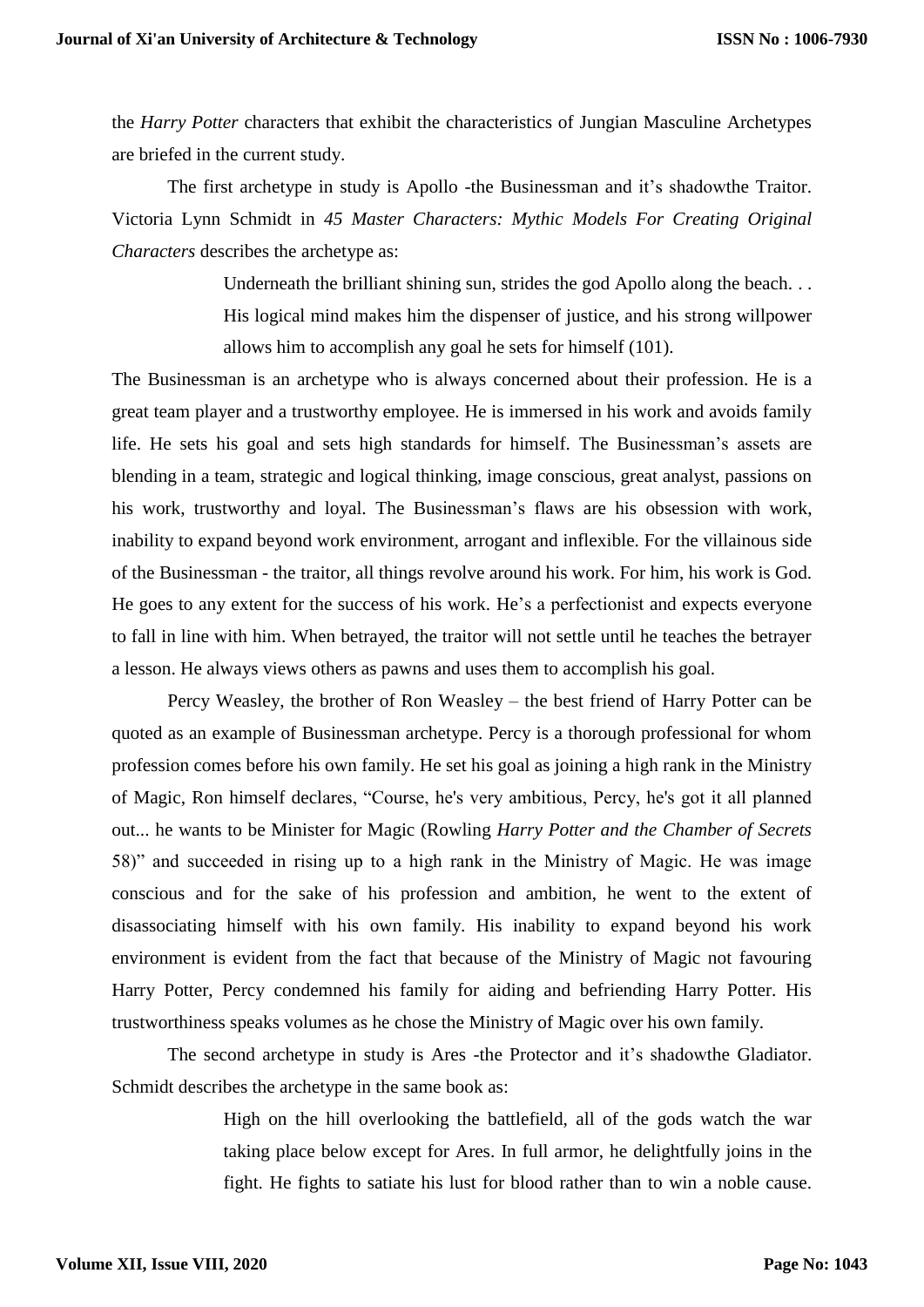the *Harry Potter* characters that exhibit the characteristics of Jungian Masculine Archetypes are briefed in the current study.

The first archetype in study is Apollo -the Businessman and it's shadowthe Traitor. Victoria Lynn Schmidt in *45 Master Characters: Mythic Models For Creating Original Characters* describes the archetype as:

> Underneath the brilliant shining sun, strides the god Apollo along the beach. . . His logical mind makes him the dispenser of justice, and his strong willpower allows him to accomplish any goal he sets for himself (101).

The Businessman is an archetype who is always concerned about their profession. He is a great team player and a trustworthy employee. He is immersed in his work and avoids family life. He sets his goal and sets high standards for himself. The Businessman's assets are blending in a team, strategic and logical thinking, image conscious, great analyst, passions on his work, trustworthy and loyal. The Businessman's flaws are his obsession with work, inability to expand beyond work environment, arrogant and inflexible. For the villainous side of the Businessman - the traitor, all things revolve around his work. For him, his work is God. He goes to any extent for the success of his work. He's a perfectionist and expects everyone to fall in line with him. When betrayed, the traitor will not settle until he teaches the betrayer a lesson. He always views others as pawns and uses them to accomplish his goal.

Percy Weasley, the brother of Ron Weasley – the best friend of Harry Potter can be quoted as an example of Businessman archetype. Percy is a thorough professional for whom profession comes before his own family. He set his goal as joining a high rank in the Ministry of Magic, Ron himself declares, "Course, he's very ambitious, Percy, he's got it all planned out... he wants to be Minister for Magic (Rowling *Harry Potter and the Chamber of Secrets* 58)" and succeeded in rising up to a high rank in the Ministry of Magic. He was image conscious and for the sake of his profession and ambition, he went to the extent of disassociating himself with his own family. His inability to expand beyond his work environment is evident from the fact that because of the Ministry of Magic not favouring Harry Potter, Percy condemned his family for aiding and befriending Harry Potter. His trustworthiness speaks volumes as he chose the Ministry of Magic over his own family.

The second archetype in study is Ares -the Protector and it's shadowthe Gladiator. Schmidt describes the archetype in the same book as:

> High on the hill overlooking the battlefield, all of the gods watch the war taking place below except for Ares. In full armor, he delightfully joins in the fight. He fights to satiate his lust for blood rather than to win a noble cause.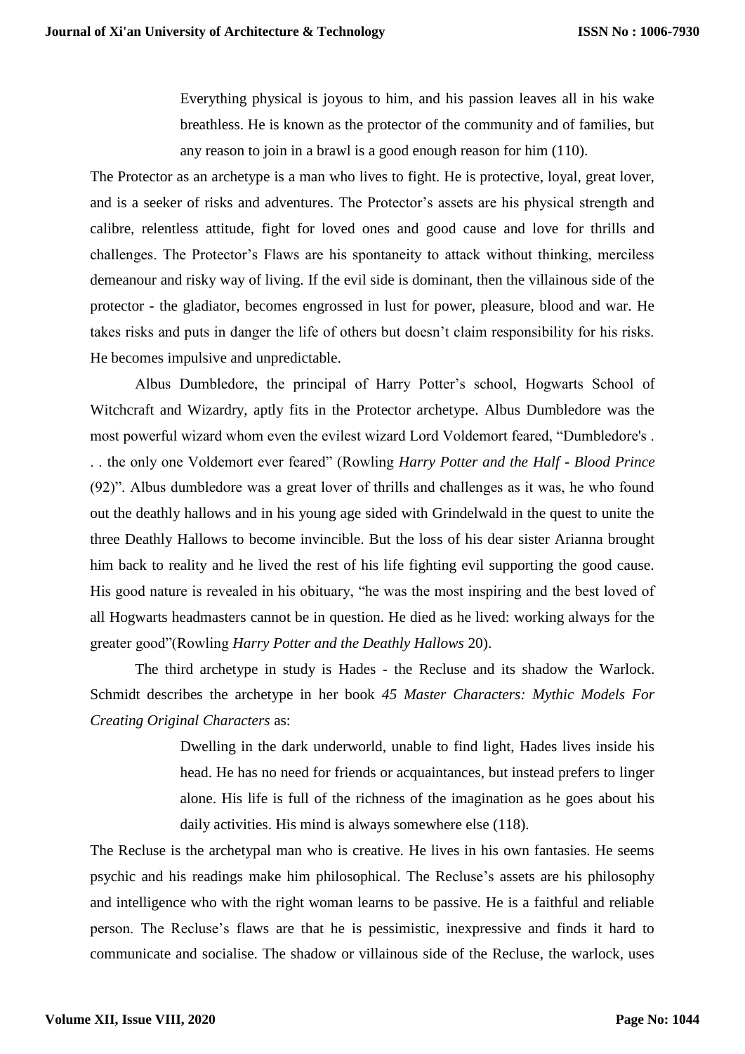> Everything physical is joyous to him, and his passion leaves all in his wake breathless. He is known as the protector of the community and of families, but any reason to join in a brawl is a good enough reason for him (110).

The Protector as an archetype is a man who lives to fight. He is protective, loyal, great lover, and is a seeker of risks and adventures. The Protector's assets are his physical strength and calibre, relentless attitude, fight for loved ones and good cause and love for thrills and challenges. The Protector's Flaws are his spontaneity to attack without thinking, merciless demeanour and risky way of living. If the evil side is dominant, then the villainous side of the protector - the gladiator, becomes engrossed in lust for power, pleasure, blood and war. He takes risks and puts in danger the life of others but doesn't claim responsibility for his risks. He becomes impulsive and unpredictable.

Albus Dumbledore, the principal of Harry Potter's school, Hogwarts School of Witchcraft and Wizardry, aptly fits in the Protector archetype. Albus Dumbledore was the most powerful wizard whom even the evilest wizard Lord Voldemort feared, "Dumbledore's . . . the only one Voldemort ever feared" (Rowling *Harry Potter and the Half - Blood Prince* (92)". Albus dumbledore was a great lover of thrills and challenges as it was, he who found out the deathly hallows and in his young age sided with Grindelwald in the quest to unite the three Deathly Hallows to become invincible. But the loss of his dear sister Arianna brought him back to reality and he lived the rest of his life fighting evil supporting the good cause. His good nature is revealed in his obituary, "he was the most inspiring and the best loved of all Hogwarts headmasters cannot be in question. He died as he lived: working always for the greater good"(Rowling *Harry Potter and the Deathly Hallows* 20).

The third archetype in study is Hades - the Recluse and its shadow the Warlock. Schmidt describes the archetype in her book *45 Master Characters: Mythic Models For Creating Original Characters* as:

> Dwelling in the dark underworld, unable to find light, Hades lives inside his head. He has no need for friends or acquaintances, but instead prefers to linger alone. His life is full of the richness of the imagination as he goes about his daily activities. His mind is always somewhere else (118).

The Recluse is the archetypal man who is creative. He lives in his own fantasies. He seems psychic and his readings make him philosophical. The Recluse's assets are his philosophy and intelligence who with the right woman learns to be passive. He is a faithful and reliable person. The Recluse's flaws are that he is pessimistic, inexpressive and finds it hard to communicate and socialise. The shadow or villainous side of the Recluse, the warlock, uses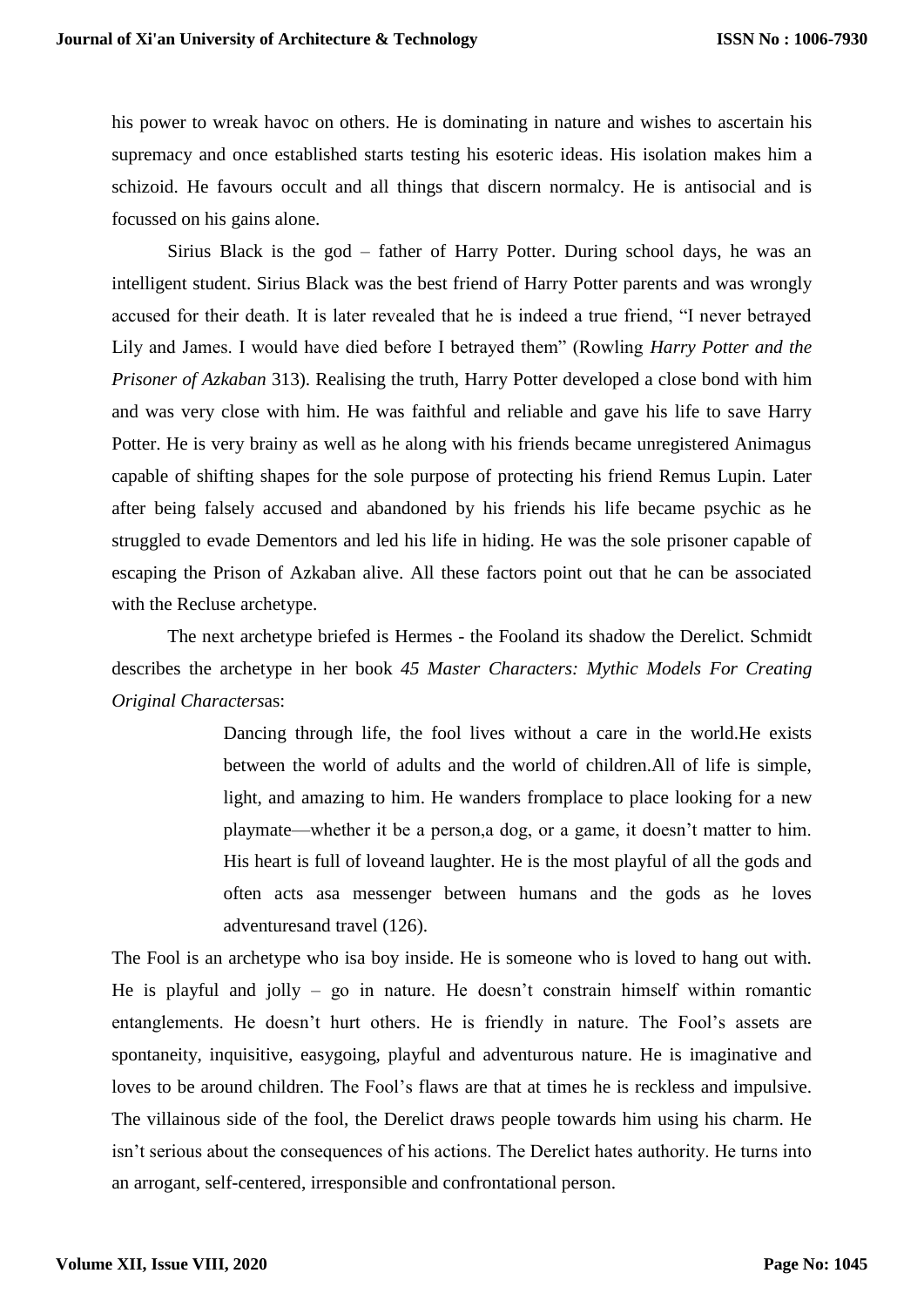his power to wreak havoc on others. He is dominating in nature and wishes to ascertain his supremacy and once established starts testing his esoteric ideas. His isolation makes him a schizoid. He favours occult and all things that discern normalcy. He is antisocial and is focussed on his gains alone.

Sirius Black is the god – father of Harry Potter. During school days, he was an intelligent student. Sirius Black was the best friend of Harry Potter parents and was wrongly accused for their death. It is later revealed that he is indeed a true friend, "I never betrayed Lily and James. I would have died before I betrayed them" (Rowling *Harry Potter and the Prisoner of Azkaban* 313). Realising the truth, Harry Potter developed a close bond with him and was very close with him. He was faithful and reliable and gave his life to save Harry Potter. He is very brainy as well as he along with his friends became unregistered Animagus capable of shifting shapes for the sole purpose of protecting his friend Remus Lupin. Later after being falsely accused and abandoned by his friends his life became psychic as he struggled to evade Dementors and led his life in hiding. He was the sole prisoner capable of escaping the Prison of Azkaban alive. All these factors point out that he can be associated with the Recluse archetype.

The next archetype briefed is Hermes - the Fooland its shadow the Derelict. Schmidt describes the archetype in her book *45 Master Characters: Mythic Models For Creating Original Characters*as:

> Dancing through life, the fool lives without a care in the world.He exists between the world of adults and the world of children.All of life is simple, light, and amazing to him. He wanders fromplace to place looking for a new playmate—whether it be a person,a dog, or a game, it doesn't matter to him. His heart is full of loveand laughter. He is the most playful of all the gods and often acts asa messenger between humans and the gods as he loves adventuresand travel (126).

The Fool is an archetype who isa boy inside. He is someone who is loved to hang out with. He is playful and jolly – go in nature. He doesn't constrain himself within romantic entanglements. He doesn't hurt others. He is friendly in nature. The Fool's assets are spontaneity, inquisitive, easygoing, playful and adventurous nature. He is imaginative and loves to be around children. The Fool's flaws are that at times he is reckless and impulsive. The villainous side of the fool, the Derelict draws people towards him using his charm. He isn't serious about the consequences of his actions. The Derelict hates authority. He turns into an arrogant, self-centered, irresponsible and confrontational person.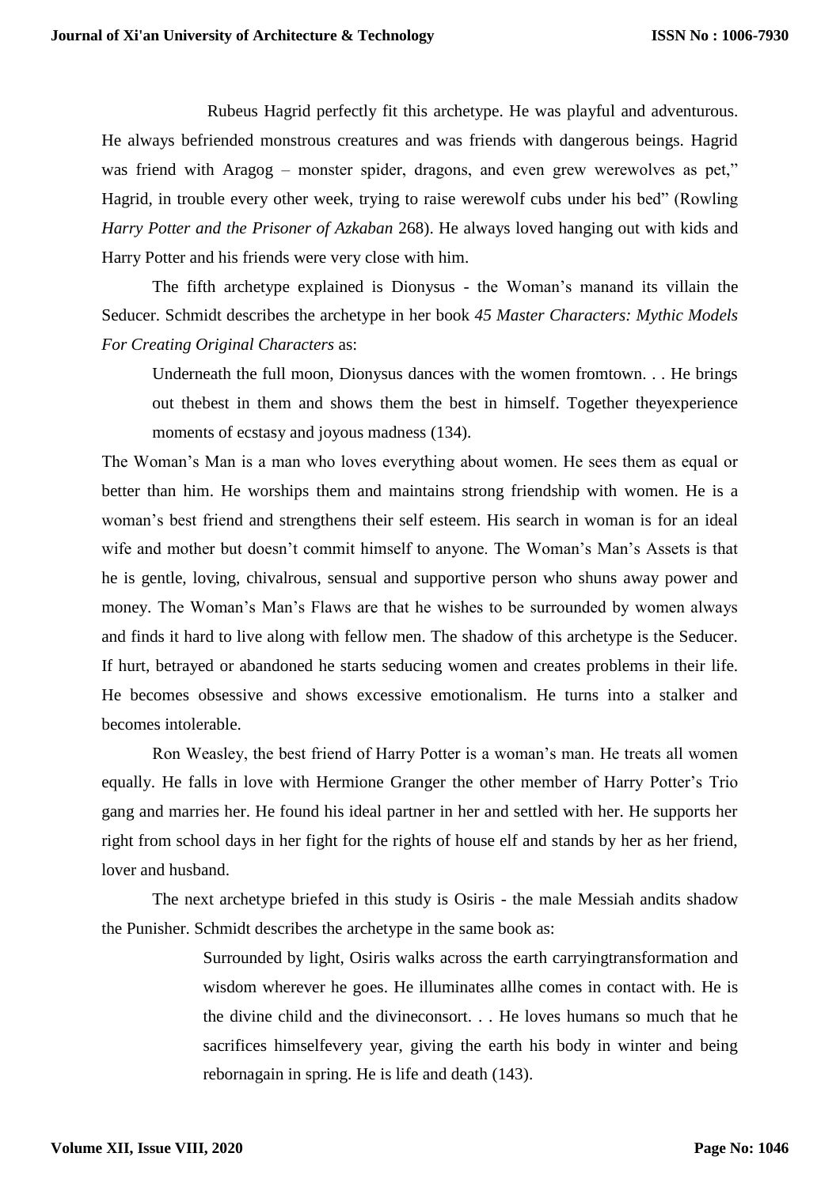Rubeus Hagrid perfectly fit this archetype. He was playful and adventurous. He always befriended monstrous creatures and was friends with dangerous beings. Hagrid was friend with Aragog – monster spider, dragons, and even grew werewolves as pet," Hagrid, in trouble every other week, trying to raise werewolf cubs under his bed" (Rowling *Harry Potter and the Prisoner of Azkaban* 268). He always loved hanging out with kids and Harry Potter and his friends were very close with him.

The fifth archetype explained is Dionysus - the Woman's manand its villain the Seducer. Schmidt describes the archetype in her book *45 Master Characters: Mythic Models For Creating Original Characters* as:

> Underneath the full moon, Dionysus dances with the women fromtown. . . He brings out thebest in them and shows them the best in himself. Together theyexperience moments of ecstasy and joyous madness (134).

The Woman's Man is a man who loves everything about women. He sees them as equal or better than him. He worships them and maintains strong friendship with women. He is a woman's best friend and strengthens their self esteem. His search in woman is for an ideal wife and mother but doesn't commit himself to anyone. The Woman's Man's Assets is that he is gentle, loving, chivalrous, sensual and supportive person who shuns away power and money. The Woman's Man's Flaws are that he wishes to be surrounded by women always and finds it hard to live along with fellow men. The shadow of this archetype is the Seducer. If hurt, betrayed or abandoned he starts seducing women and creates problems in their life. He becomes obsessive and shows excessive emotionalism. He turns into a stalker and becomes intolerable.

Ron Weasley, the best friend of Harry Potter is a woman's man. He treats all women equally. He falls in love with Hermione Granger the other member of Harry Potter's Trio gang and marries her. He found his ideal partner in her and settled with her. He supports her right from school days in her fight for the rights of house elf and stands by her as her friend, lover and husband.

The next archetype briefed in this study is Osiris - the male Messiah andits shadow the Punisher. Schmidt describes the archetype in the same book as:

> Surrounded by light, Osiris walks across the earth carryingtransformation and wisdom wherever he goes. He illuminates allhe comes in contact with. He is the divine child and the divineconsort. . . He loves humans so much that he sacrifices himselfevery year, giving the earth his body in winter and being rebornagain in spring. He is life and death (143).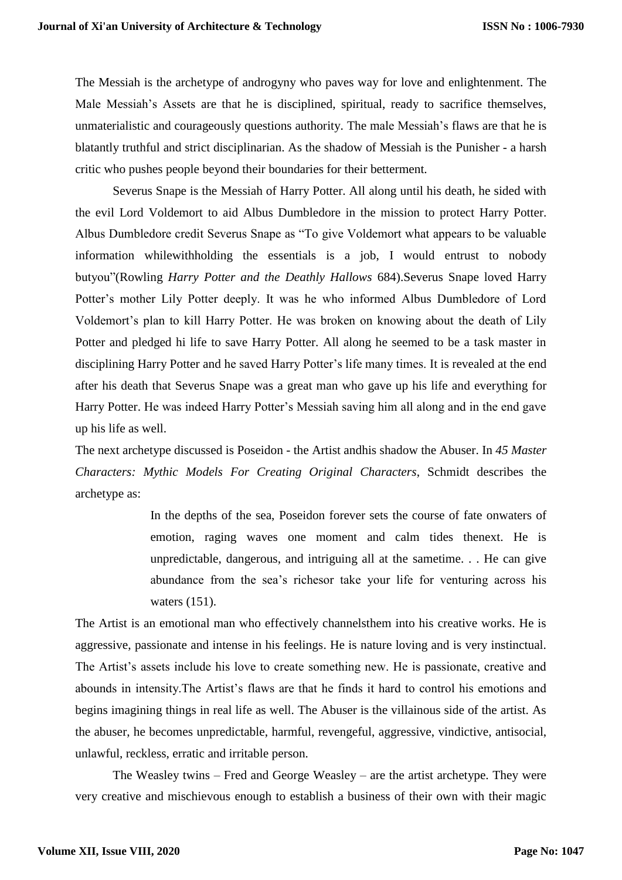The Messiah is the archetype of androgyny who paves way for love and enlightenment. The Male Messiah's Assets are that he is disciplined, spiritual, ready to sacrifice themselves, unmaterialistic and courageously questions authority. The male Messiah's flaws are that he is blatantly truthful and strict disciplinarian. As the shadow of Messiah is the Punisher - a harsh critic who pushes people beyond their boundaries for their betterment.

Severus Snape is the Messiah of Harry Potter. All along until his death, he sided with the evil Lord Voldemort to aid Albus Dumbledore in the mission to protect Harry Potter. Albus Dumbledore credit Severus Snape as "To give Voldemort what appears to be valuable information whilewithholding the essentials is a job, I would entrust to nobody butyou"(Rowling *Harry Potter and the Deathly Hallows* 684).Severus Snape loved Harry Potter's mother Lily Potter deeply. It was he who informed Albus Dumbledore of Lord Voldemort's plan to kill Harry Potter. He was broken on knowing about the death of Lily Potter and pledged hi life to save Harry Potter. All along he seemed to be a task master in disciplining Harry Potter and he saved Harry Potter's life many times. It is revealed at the end after his death that Severus Snape was a great man who gave up his life and everything for Harry Potter. He was indeed Harry Potter's Messiah saving him all along and in the end gave up his life as well.

The next archetype discussed is Poseidon - the Artist andhis shadow the Abuser. In *45 Master Characters: Mythic Models For Creating Original Characters*, Schmidt describes the archetype as:

> In the depths of the sea, Poseidon forever sets the course of fate onwaters of emotion, raging waves one moment and calm tides thenext. He is unpredictable, dangerous, and intriguing all at the sametime. . . He can give abundance from the sea's richesor take your life for venturing across his waters (151).

The Artist is an emotional man who effectively channelsthem into his creative works. He is aggressive, passionate and intense in his feelings. He is nature loving and is very instinctual. The Artist's assets include his love to create something new. He is passionate, creative and abounds in intensity.The Artist's flaws are that he finds it hard to control his emotions and begins imagining things in real life as well. The Abuser is the villainous side of the artist. As the abuser, he becomes unpredictable, harmful, revengeful, aggressive, vindictive, antisocial, unlawful, reckless, erratic and irritable person.

The Weasley twins – Fred and George Weasley – are the artist archetype. They were very creative and mischievous enough to establish a business of their own with their magic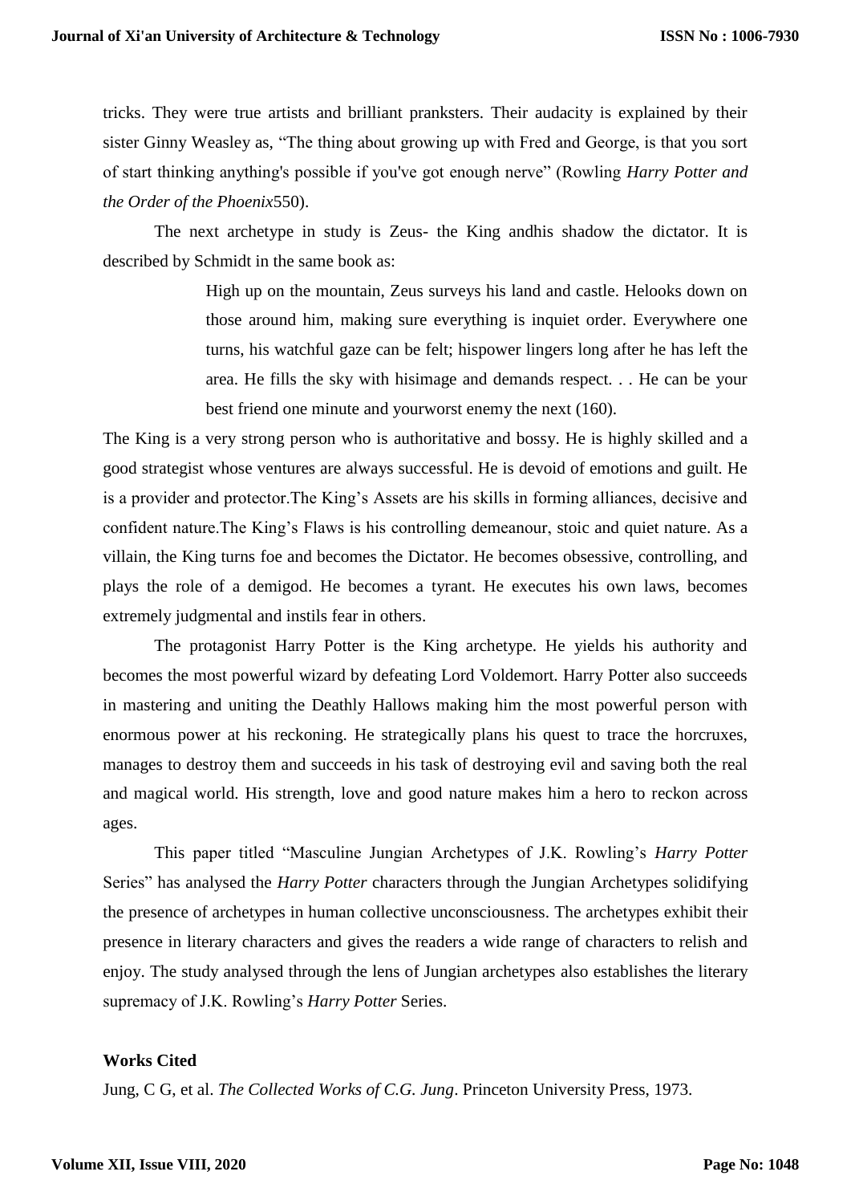tricks. They were true artists and brilliant pranksters. Their audacity is explained by their sister Ginny Weasley as, “The thing about growing up with Fred and George, is that you sort of start thinking anything's possible if you've got enough nerve” (Rowling *Harry Potter and the Order of the Phoenix*550).

The next archetype in study is Zeus- the King andhis shadow the dictator. It is described by Schmidt in the same book as:

> High up on the mountain, Zeus surveys his land and castle. Helooks down on those around him, making sure everything is inquiet order. Everywhere one turns, his watchful gaze can be felt; hispower lingers long after he has left the area. He fills the sky with hisimage and demands respect. . . He can be your best friend one minute and yourworst enemy the next (160).

The King is a very strong person who is authoritative and bossy. He is highly skilled and a good strategist whose ventures are always successful. He is devoid of emotions and guilt. He is a provider and protector.The King’s Assets are his skills in forming alliances, decisive and confident nature.The King’s Flaws is his controlling demeanour, stoic and quiet nature. As a villain, the King turns foe and becomes the Dictator. He becomes obsessive, controlling, and plays the role of a demigod. He becomes a tyrant. He executes his own laws, becomes extremely judgmental and instils fear in others.

The protagonist Harry Potter is the King archetype. He yields his authority and becomes the most powerful wizard by defeating Lord Voldemort. Harry Potter also succeeds in mastering and uniting the Deathly Hallows making him the most powerful person with enormous power at his reckoning. He strategically plans his quest to trace the horcruxes, manages to destroy them and succeeds in his task of destroying evil and saving both the real and magical world. His strength, love and good nature makes him a hero to reckon across ages.

This paper titled “Masculine Jungian Archetypes of J.K. Rowling’s *Harry Potter* Series” has analysed the *Harry Potter* characters through the Jungian Archetypes solidifying the presence of archetypes in human collective unconsciousness. The archetypes exhibit their presence in literary characters and gives the readers a wide range of characters to relish and enjoy. The study analysed through the lens of Jungian archetypes also establishes the literary supremacy of J.K. Rowling’s *Harry Potter* Series.

## Works Cited

Jung, C G, et al. *The Collected Works of C.G. Jung*. Princeton University Press, 1973.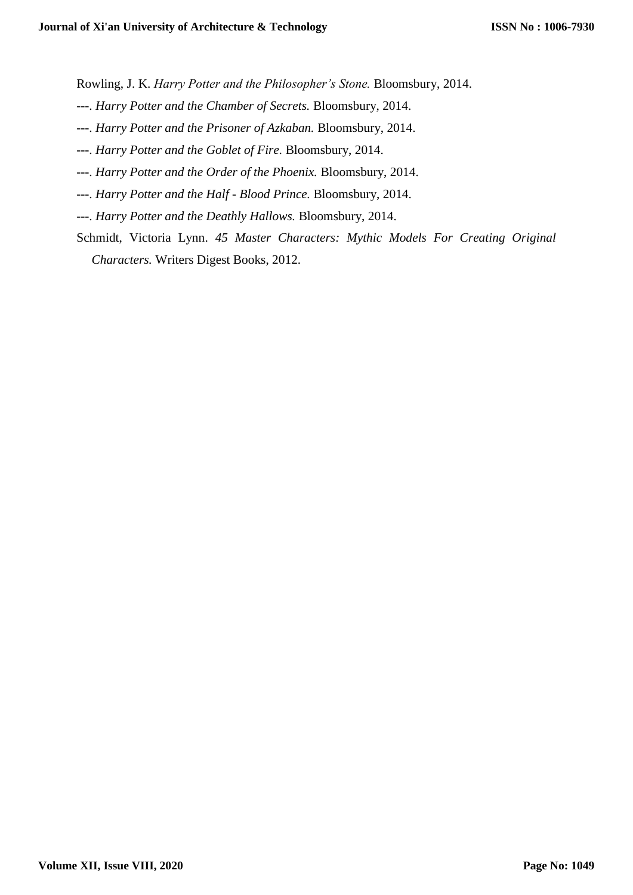Rowling, J. K. *Harry Potter and the Philosopher's Stone.* Bloomsbury, 2014.

---. *Harry Potter and the Chamber of Secrets.* Bloomsbury, 2014.

---. *Harry Potter and the Prisoner of Azkaban.* Bloomsbury, 2014.

---. *Harry Potter and the Goblet of Fire.* Bloomsbury, 2014.

---. *Harry Potter and the Order of the Phoenix.* Bloomsbury, 2014.

---. *Harry Potter and the Half - Blood Prince.* Bloomsbury, 2014.

---. *Harry Potter and the Deathly Hallows.* Bloomsbury, 2014.

Schmidt, Victoria Lynn. *45 Master Characters: Mythic Models For Creating Original Characters.* Writers Digest Books, 2012.